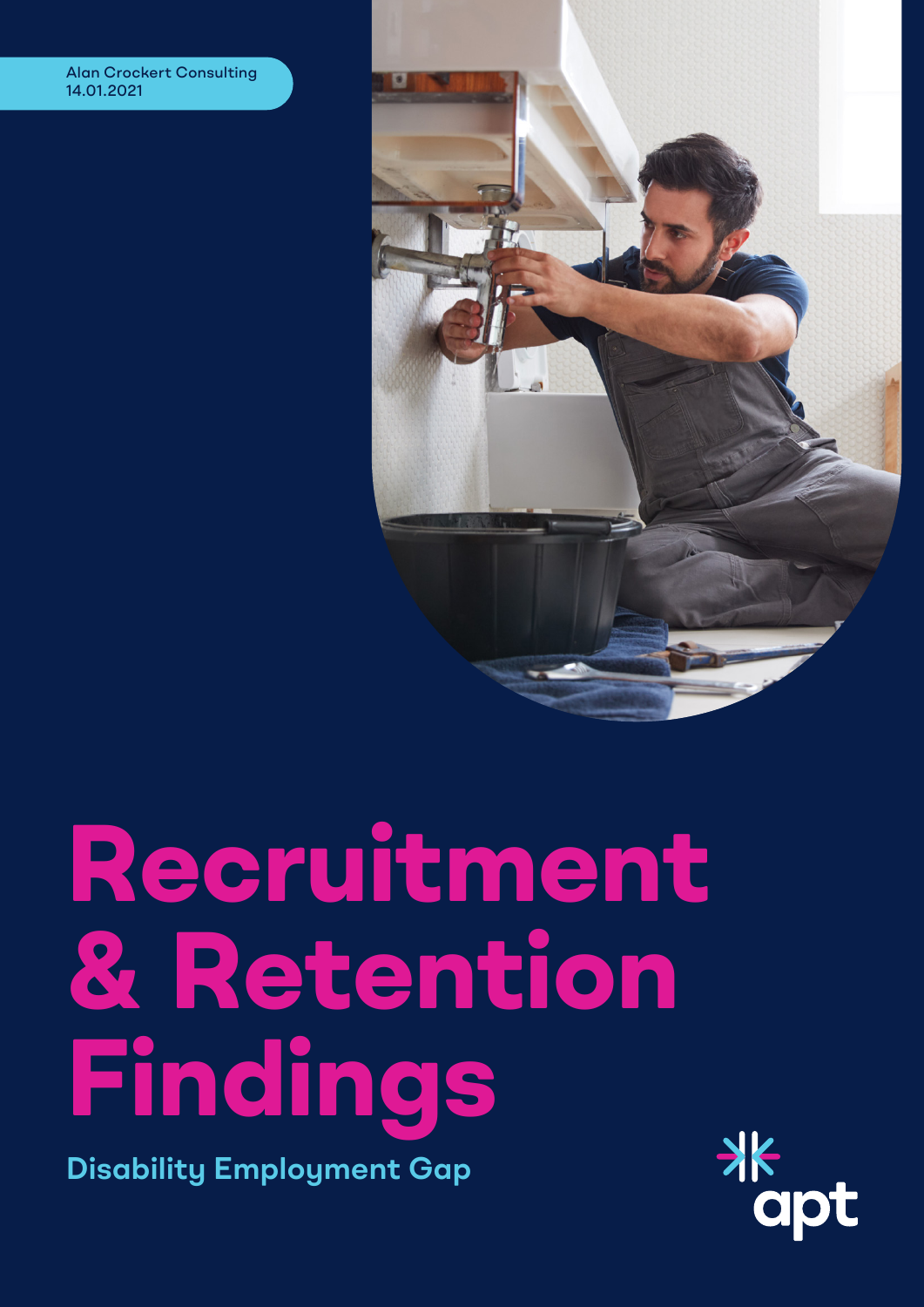Alan Crockert Consulting
14.01.2021

# Recruitment & Retention Findings

## Disability Employment Gap

apt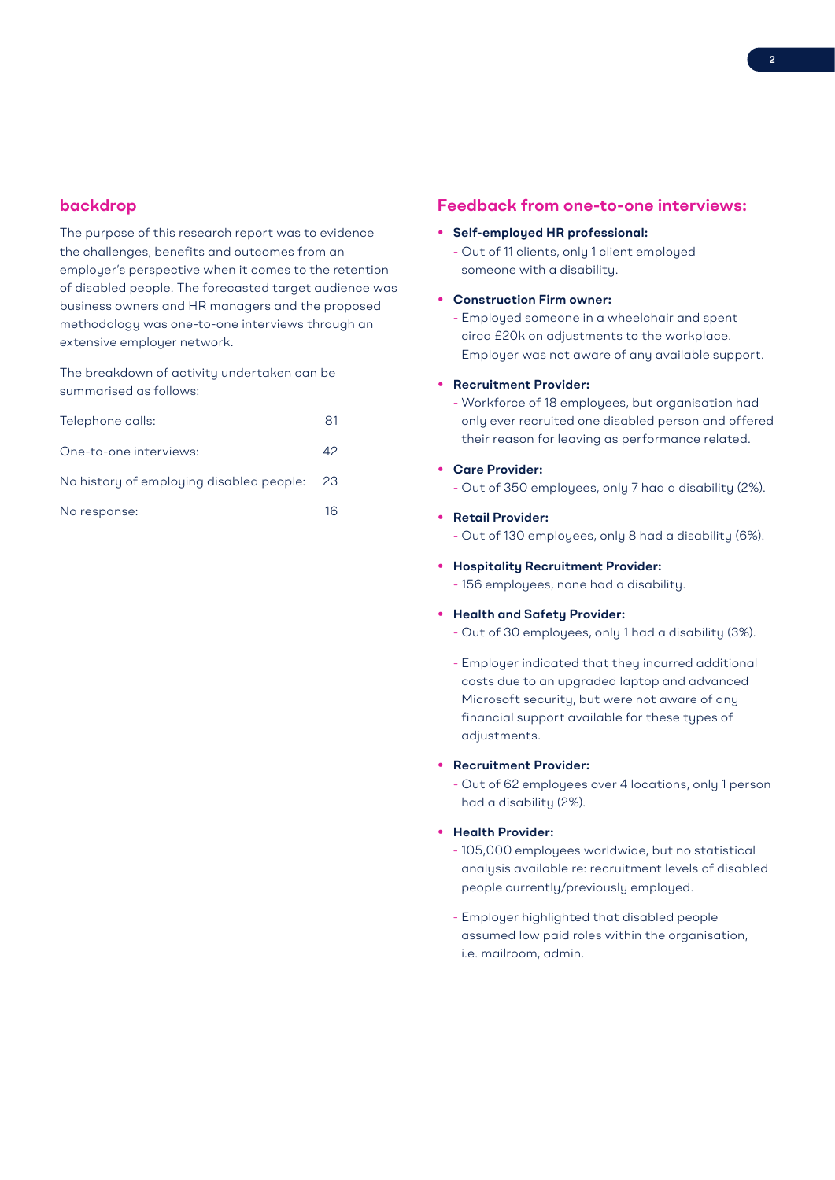## backdrop

The purpose of this research report was to evidence the challenges, benefits and outcomes from an employer's perspective when it comes to the retention of disabled people. The forecasted target audience was business owners and HR managers and the proposed methodology was one-to-one interviews through an extensive employer network.

The breakdown of activity undertaken can be summarised as follows:

| | |
|---|---|
| Telephone calls: | 81 |
| One-to-one interviews: | 42 |
| No history of employing disabled people: | 23 |
| No response: | 16 |

## Feedback from one-to-one interviews:

- **Self-employed HR professional:**
  - Out of 11 clients, only 1 client employed someone with a disability.
- **Construction Firm owner:**
  - Employed someone in a wheelchair and spent circa £20k on adjustments to the workplace. Employer was not aware of any available support.
- **Recruitment Provider:**
  - Workforce of 18 employees, but organisation had only ever recruited one disabled person and offered their reason for leaving as performance related.
- **Care Provider:**
  - Out of 350 employees, only 7 had a disability (2%).
- **Retail Provider:**
  - Out of 130 employees, only 8 had a disability (6%).
- **Hospitality Recruitment Provider:**
  - 156 employees, none had a disability.
- **Health and Safety Provider:**
  - Out of 30 employees, only 1 had a disability (3%).
  - Employer indicated that they incurred additional costs due to an upgraded laptop and advanced Microsoft security, but were not aware of any financial support available for these types of adjustments.
- **Recruitment Provider:**
  - Out of 62 employees over 4 locations, only 1 person had a disability (2%).
- **Health Provider:**
  - 105,000 employees worldwide, but no statistical analysis available re: recruitment levels of disabled people currently/previously employed.
  - Employer highlighted that disabled people assumed low paid roles within the organisation, i.e. mailroom, admin.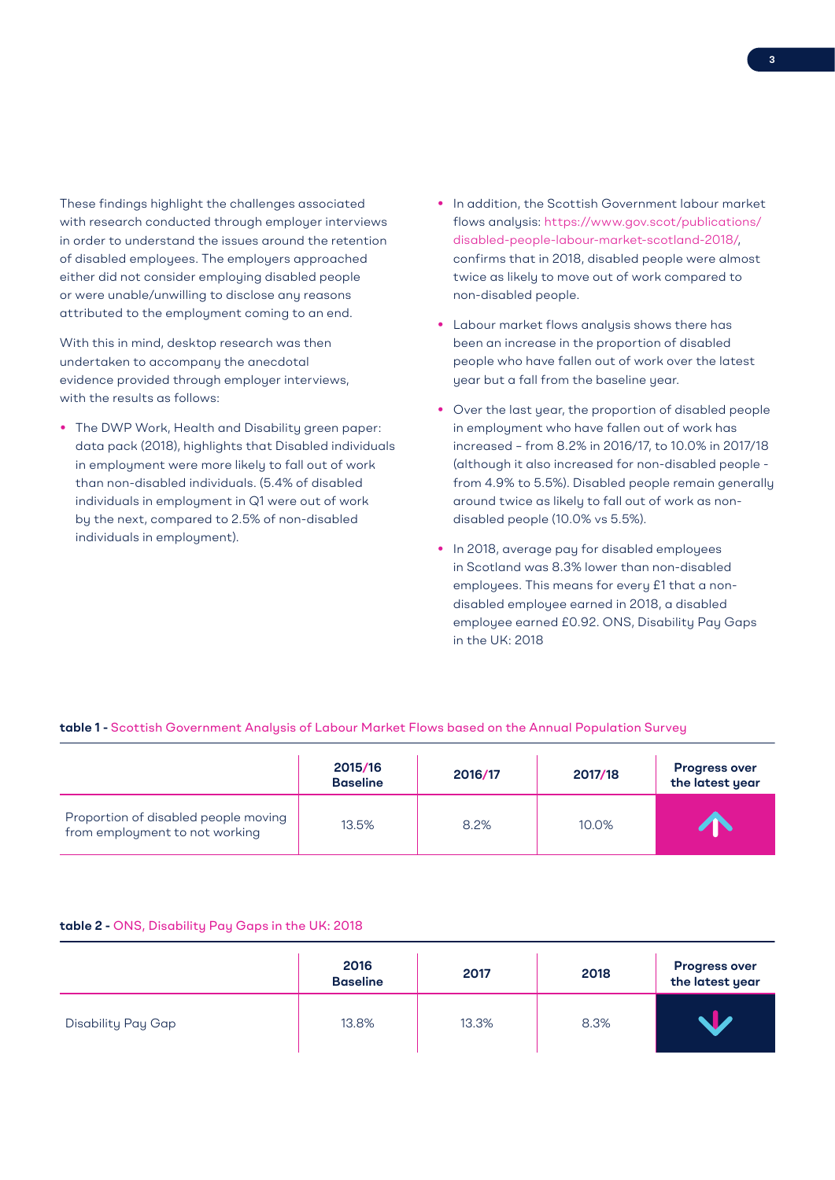These findings highlight the challenges associated with research conducted through employer interviews in order to understand the issues around the retention of disabled employees. The employers approached either did not consider employing disabled people or were unable/unwilling to disclose any reasons attributed to the employment coming to an end.

With this in mind, desktop research was then undertaken to accompany the anecdotal evidence provided through employer interviews, with the results as follows:

- The DWP Work, Health and Disability green paper: data pack (2018), highlights that Disabled individuals in employment were more likely to fall out of work than non-disabled individuals. (5.4% of disabled individuals in employment in Q1 were out of work by the next, compared to 2.5% of non-disabled individuals in employment).
- In addition, the Scottish Government labour market flows analysis: https://www.gov.scot/publications/disabled-people-labour-market-scotland-2018/, confirms that in 2018, disabled people were almost twice as likely to move out of work compared to non-disabled people.
- Labour market flows analysis shows there has been an increase in the proportion of disabled people who have fallen out of work over the latest year but a fall from the baseline year.
- Over the last year, the proportion of disabled people in employment who have fallen out of work has increased – from 8.2% in 2016/17, to 10.0% in 2017/18 (although it also increased for non-disabled people - from 4.9% to 5.5%). Disabled people remain generally around twice as likely to fall out of work as non-disabled people (10.0% vs 5.5%).
- In 2018, average pay for disabled employees in Scotland was 8.3% lower than non-disabled employees. This means for every £1 that a non-disabled employee earned in 2018, a disabled employee earned £0.92. ONS, Disability Pay Gaps in the UK: 2018

**table 1 -** Scottish Government Analysis of Labour Market Flows based on the Annual Population Survey

| | 2015/16 Baseline | 2016/17 | 2017/18 | Progress over the latest year |
|---|---|---|---|---|
| Proportion of disabled people moving from employment to not working | 13.5% | 8.2% | 10.0% | ↑ |

**table 2 -** ONS, Disability Pay Gaps in the UK: 2018

| | 2016 Baseline | 2017 | 2018 | Progress over the latest year |
|---|---|---|---|---|
| Disability Pay Gap | 13.8% | 13.3% | 8.3% | ↓ |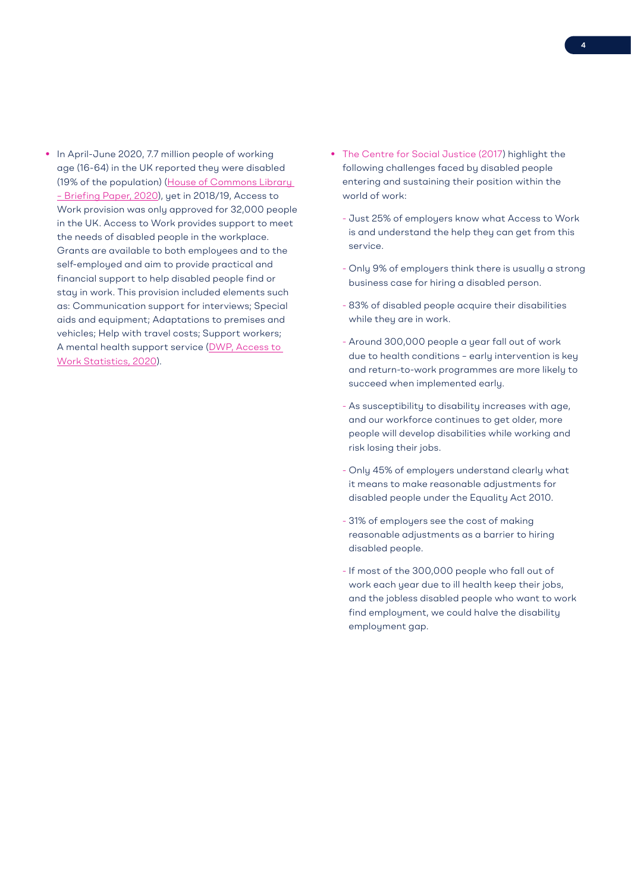- In April-June 2020, 7.7 million people of working age (16-64) in the UK reported they were disabled (19% of the population) (House of Commons Library – Briefing Paper, 2020), yet in 2018/19, Access to Work provision was only approved for 32,000 people in the UK. Access to Work provides support to meet the needs of disabled people in the workplace. Grants are available to both employees and to the self-employed and aim to provide practical and financial support to help disabled people find or stay in work. This provision included elements such as: Communication support for interviews; Special aids and equipment; Adaptations to premises and vehicles; Help with travel costs; Support workers; A mental health support service (DWP, Access to Work Statistics, 2020).

- The Centre for Social Justice (2017) highlight the following challenges faced by disabled people entering and sustaining their position within the world of work:
  - Just 25% of employers know what Access to Work is and understand the help they can get from this service.
  - Only 9% of employers think there is usually a strong business case for hiring a disabled person.
  - 83% of disabled people acquire their disabilities while they are in work.
  - Around 300,000 people a year fall out of work due to health conditions – early intervention is key and return-to-work programmes are more likely to succeed when implemented early.
  - As susceptibility to disability increases with age, and our workforce continues to get older, more people will develop disabilities while working and risk losing their jobs.
  - Only 45% of employers understand clearly what it means to make reasonable adjustments for disabled people under the Equality Act 2010.
  - 31% of employers see the cost of making reasonable adjustments as a barrier to hiring disabled people.
  - If most of the 300,000 people who fall out of work each year due to ill health keep their jobs, and the jobless disabled people who want to work find employment, we could halve the disability employment gap.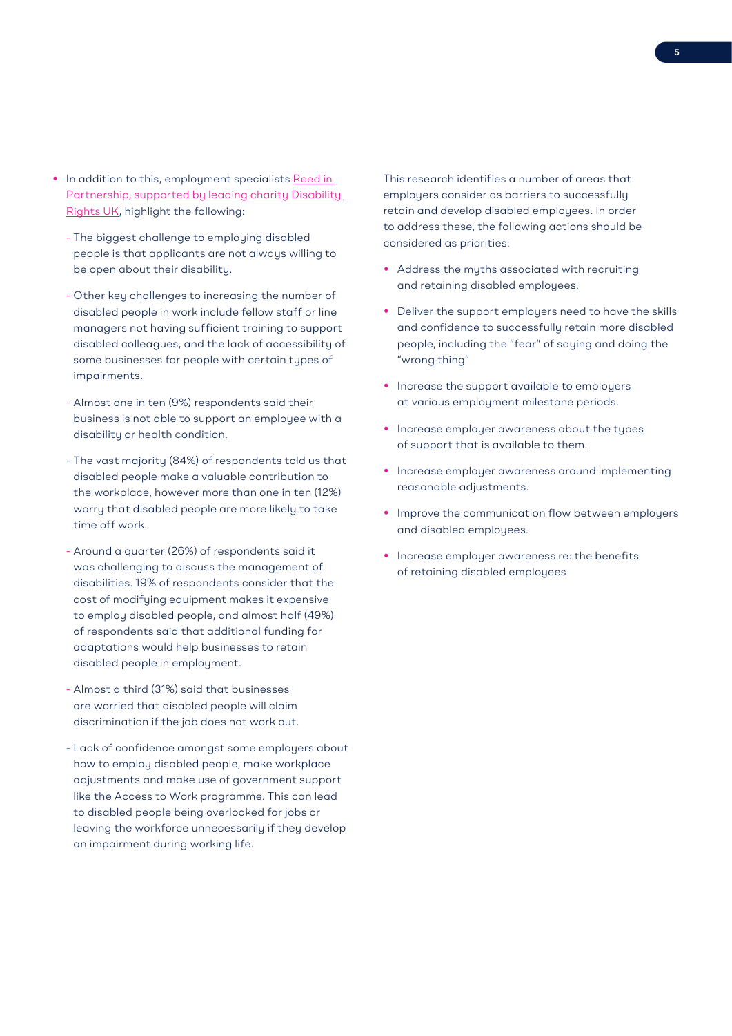- In addition to this, employment specialists [Reed in Partnership, supported by leading charity Disability Rights UK](), highlight the following:
  - The biggest challenge to employing disabled people is that applicants are not always willing to be open about their disability.
  - Other key challenges to increasing the number of disabled people in work include fellow staff or line managers not having sufficient training to support disabled colleagues, and the lack of accessibility of some businesses for people with certain types of impairments.
  - Almost one in ten (9%) respondents said their business is not able to support an employee with a disability or health condition.
  - The vast majority (84%) of respondents told us that disabled people make a valuable contribution to the workplace, however more than one in ten (12%) worry that disabled people are more likely to take time off work.
  - Around a quarter (26%) of respondents said it was challenging to discuss the management of disabilities. 19% of respondents consider that the cost of modifying equipment makes it expensive to employ disabled people, and almost half (49%) of respondents said that additional funding for adaptations would help businesses to retain disabled people in employment.
  - Almost a third (31%) said that businesses are worried that disabled people will claim discrimination if the job does not work out.
  - Lack of confidence amongst some employers about how to employ disabled people, make workplace adjustments and make use of government support like the Access to Work programme. This can lead to disabled people being overlooked for jobs or leaving the workforce unnecessarily if they develop an impairment during working life.

This research identifies a number of areas that employers consider as barriers to successfully retain and develop disabled employees. In order to address these, the following actions should be considered as priorities:

- Address the myths associated with recruiting and retaining disabled employees.
- Deliver the support employers need to have the skills and confidence to successfully retain more disabled people, including the "fear" of saying and doing the "wrong thing"
- Increase the support available to employers at various employment milestone periods.
- Increase employer awareness about the types of support that is available to them.
- Increase employer awareness around implementing reasonable adjustments.
- Improve the communication flow between employers and disabled employees.
- Increase employer awareness re: the benefits of retaining disabled employees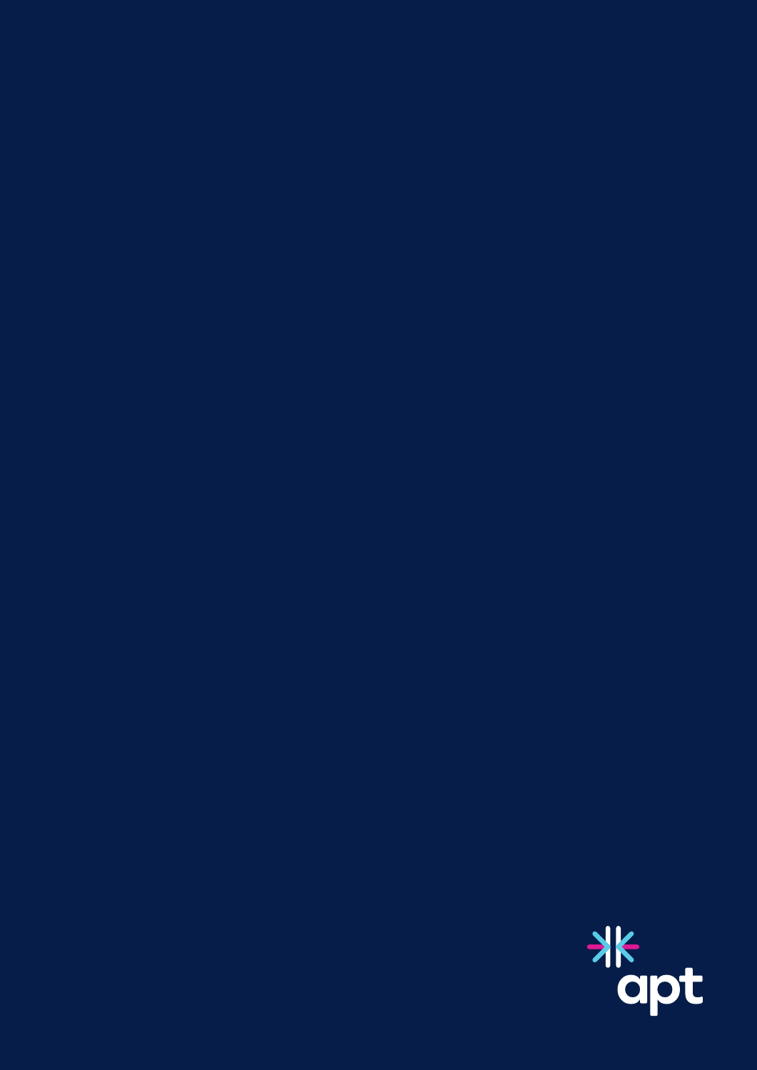apt